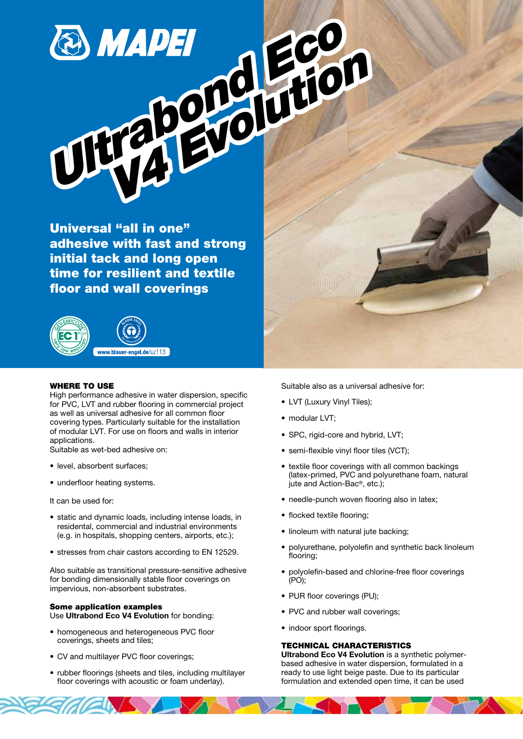# Ultrabond Eco V4 Evolution

**Universal "all in one" adhesive with fast and strong initial tack and long open time for resilient and textile floor and wall coverings**

www.blauer-engel.de/uz113

## WHERE TO USE

High performance adhesive in water dispersion, specific for PVC, LVT and rubber flooring in commercial project as well as universal adhesive for all common floor covering types. Particularly suitable for the installation of modular LVT. For use on floors and walls in interior applications.

Suitable as wet-bed adhesive on:

- level, absorbent surfaces;
- underfloor heating systems.

It can be used for:

- static and dynamic loads, including intense loads, in residental, commercial and industrial environments (e.g. in hospitals, shopping centers, airports, etc.);
- stresses from chair castors according to EN 12529.

Also suitable as transitional pressure-sensitive adhesive for bonding dimensionally stable floor coverings on impervious, non-absorbent substrates.

### Some application examples

Use **Ultrabond Eco V4 Evolution** for bonding:

- homogeneous and heterogeneous PVC floor coverings, sheets and tiles;
- CV and multilayer PVC floor coverings;
- rubber floorings (sheets and tiles, including multilayer floor coverings with acoustic or foam underlay).

Suitable also as a universal adhesive for:

- LVT (Luxury Vinyl Tiles);
- modular LVT;
- SPC, rigid-core and hybrid, LVT;
- semi-flexible vinyl floor tiles (VCT);
- textile floor coverings with all common backings (latex-primed, PVC and polyurethane foam, natural jute and Action-Bac®, etc.);
- needle-punch woven flooring also in latex;
- flocked textile flooring;
- linoleum with natural jute backing;
- polyurethane, polyolefin and synthetic back linoleum flooring;
- polyolefin-based and chlorine-free floor coverings (PO);
- PUR floor coverings (PU);
- PVC and rubber wall coverings;
- indoor sport floorings.

## TECHNICAL CHARACTERISTICS

**Ultrabond Eco V4 Evolution** is a synthetic polymer-based adhesive in water dispersion, formulated in a ready to use light beige paste. Due to its particular formulation and extended open time, it can be used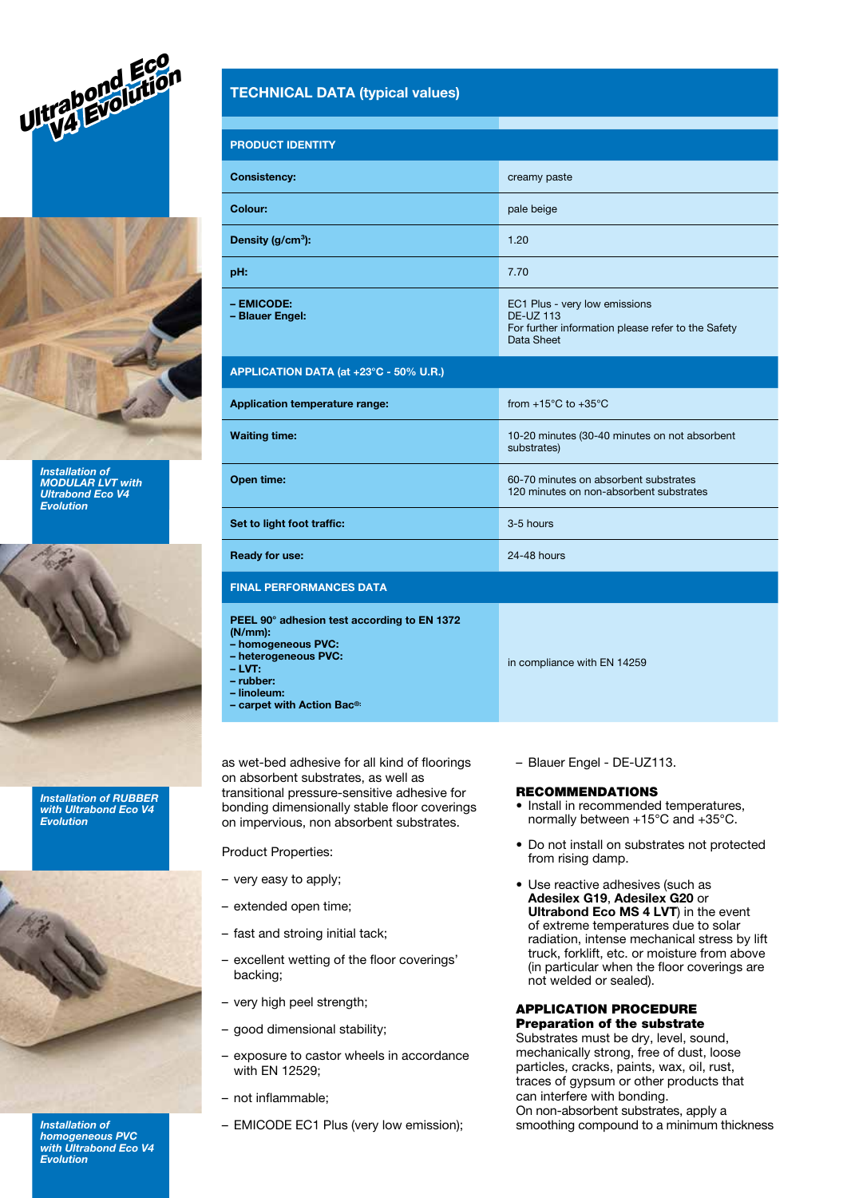Ultrabond Eco V4 Evolution

*Installation of MODULAR LVT with Ultrabond Eco V4 Evolution*

*Installation of RUBBER with Ultrabond Eco V4 Evolution*

*Installation of homogeneous PVC with Ultrabond Eco V4 Evolution*

## TECHNICAL DATA (typical values)

| PRODUCT IDENTITY | |
|---|---|
| **Consistency:** | creamy paste |
| **Colour:** | pale beige |
| **Density (g/cm³):** | 1.20 |
| **pH:** | 7.70 |
| **– EMICODE:**<br>**– Blauer Engel:** | EC1 Plus - very low emissions<br>DE-UZ 113<br>For further information please refer to the Safety Data Sheet |
| **APPLICATION DATA (at +23°C - 50% U.R.)** | |
| **Application temperature range:** | from +15°C to +35°C |
| **Waiting time:** | 10-20 minutes (30-40 minutes on not absorbent substrates) |
| **Open time:** | 60-70 minutes on absorbent substrates<br>120 minutes on non-absorbent substrates |
| **Set to light foot traffic:** | 3-5 hours |
| **Ready for use:** | 24-48 hours |
| **FINAL PERFORMANCES DATA** | |
| **PEEL 90° adhesion test according to EN 1372 (N/mm):**<br>**– homogeneous PVC:**<br>**– heterogeneous PVC:**<br>**– LVT:**<br>**– rubber:**<br>**– linoleum:**<br>**– carpet with Action Bac®:** | in compliance with EN 14259 |

as wet-bed adhesive for all kind of floorings on absorbent substrates, as well as transitional pressure-sensitive adhesive for bonding dimensionally stable floor coverings on impervious, non absorbent substrates.

Product Properties:

- very easy to apply;
- extended open time;
- fast and stroing initial tack;
- excellent wetting of the floor coverings' backing;
- very high peel strength;
- good dimensional stability;
- exposure to castor wheels in accordance with EN 12529;
- not inflammable;
- EMICODE EC1 Plus (very low emission);
- Blauer Engel - DE-UZ113.

### RECOMMENDATIONS

- Install in recommended temperatures, normally between +15°C and +35°C.
- Do not install on substrates not protected from rising damp.
- Use reactive adhesives (such as **Adesilex G19**, **Adesilex G20** or **Ultrabond Eco MS 4 LVT**) in the event of extreme temperatures due to solar radiation, intense mechanical stress by lift truck, forklift, etc. or moisture from above (in particular when the floor coverings are not welded or sealed).

### APPLICATION PROCEDURE

#### Preparation of the substrate

Substrates must be dry, level, sound, mechanically strong, free of dust, loose particles, cracks, paints, wax, oil, rust, traces of gypsum or other products that can interfere with bonding.
On non-absorbent substrates, apply a smoothing compound to a minimum thickness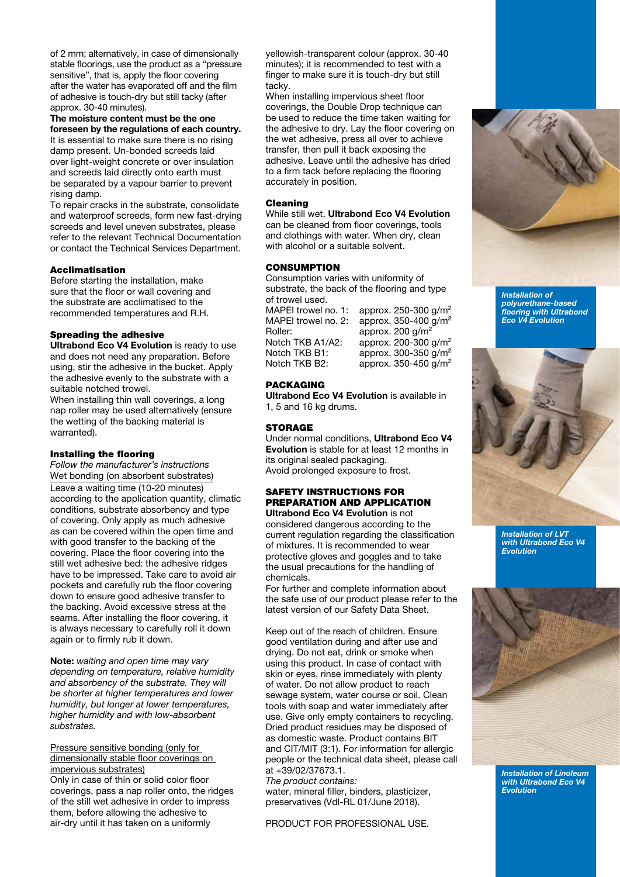of 2 mm; alternatively, in case of dimensionally stable floorings, use the product as a "pressure sensitive", that is, apply the floor covering after the water has evaporated off and the film of adhesive is touch-dry but still tacky (after approx. 30-40 minutes).

**The moisture content must be the one foreseen by the regulations of each country.** It is essential to make sure there is no rising damp present. Un-bonded screeds laid over light-weight concrete or over insulation and screeds laid directly onto earth must be separated by a vapour barrier to prevent rising damp.

To repair cracks in the substrate, consolidate and waterproof screeds, form new fast-drying screeds and level uneven substrates, please refer to the relevant Technical Documentation or contact the Technical Services Department.

### Acclimatisation

Before starting the installation, make sure that the floor or wall covering and the substrate are acclimatised to the recommended temperatures and R.H.

### Spreading the adhesive

**Ultrabond Eco V4 Evolution** is ready to use and does not need any preparation. Before using, stir the adhesive in the bucket. Apply the adhesive evenly to the substrate with a suitable notched trowel.

When installing thin wall coverings, a long nap roller may be used alternatively (ensure the wetting of the backing material is warranted).

### Installing the flooring

*Follow the manufacturer's instructions*

Wet bonding (on absorbent substrates)

Leave a waiting time (10-20 minutes) according to the application quantity, climatic conditions, substrate absorbency and type of covering. Only apply as much adhesive as can be covered within the open time and with good transfer to the backing of the covering. Place the floor covering into the still wet adhesive bed: the adhesive ridges have to be impressed. Take care to avoid air pockets and carefully rub the floor covering down to ensure good adhesive transfer to the backing. Avoid excessive stress at the seams. After installing the floor covering, it is always necessary to carefully roll it down again or to firmly rub it down.

**Note:** *waiting and open time may vary depending on temperature, relative humidity and absorbency of the substrate. They will be shorter at higher temperatures and lower humidity, but longer at lower temperatures, higher humidity and with low-absorbent substrates.*

Pressure sensitive bonding (only for dimensionally stable floor coverings on impervious substrates)

Only in case of thin or solid color floor coverings, pass a nap roller onto, the ridges of the still wet adhesive in order to impress them, before allowing the adhesive to air-dry until it has taken on a uniformly yellowish-transparent colour (approx. 30-40 minutes); it is recommended to test with a finger to make sure it is touch-dry but still tacky.

When installing impervious sheet floor coverings, the Double Drop technique can be used to reduce the time taken waiting for the adhesive to dry. Lay the floor covering on the wet adhesive, press all over to achieve transfer, then pull it back exposing the adhesive. Leave until the adhesive has dried to a firm tack before replacing the flooring accurately in position.

### Cleaning

While still wet, **Ultrabond Eco V4 Evolution** can be cleaned from floor coverings, tools and clothings with water. When dry, clean with alcohol or a suitable solvent.

## CONSUMPTION

Consumption varies with uniformity of substrate, the back of the flooring and type of trowel used.

| | |
|---|---|
| MAPEI trowel no. 1: | approx. 250-300 g/m² |
| MAPEI trowel no. 2: | approx. 350-400 g/m² |
| Roller: | approx. 200 g/m² |
| Notch TKB A1/A2: | approx. 200-300 g/m² |
| Notch TKB B1: | approx. 300-350 g/m² |
| Notch TKB B2: | approx. 350-450 g/m² |

## PACKAGING

**Ultrabond Eco V4 Evolution** is available in 1, 5 and 16 kg drums.

## STORAGE

Under normal conditions, **Ultrabond Eco V4 Evolution** is stable for at least 12 months in its original sealed packaging.

Avoid prolonged exposure to frost.

## SAFETY INSTRUCTIONS FOR PREPARATION AND APPLICATION

**Ultrabond Eco V4 Evolution** is not considered dangerous according to the current regulation regarding the classification of mixtures. It is recommended to wear protective gloves and goggles and to take the usual precautions for the handling of chemicals.

For further and complete information about the safe use of our product please refer to the latest version of our Safety Data Sheet.

Keep out of the reach of children. Ensure good ventilation during and after use and drying. Do not eat, drink or smoke when using this product. In case of contact with skin or eyes, rinse immediately with plenty of water. Do not allow product to reach sewage system, water course or soil. Clean tools with soap and water immediately after use. Give only empty containers to recycling. Dried product residues may be disposed of as domestic waste. Product contains BIT and CIT/MIT (3:1). For information for allergic people or the technical data sheet, please call at +39/02/37673.1.

*The product contains:*

water, mineral filler, binders, plasticizer, preservatives (VdI-RL 01/June 2018).

PRODUCT FOR PROFESSIONAL USE.

*Installation of polyurethane-based flooring with Ultrabond Eco V4 Evolution*

*Installation of LVT with Ultrabond Eco V4 Evolution*

*Installation of Linoleum with Ultrabond Eco V4 Evolution*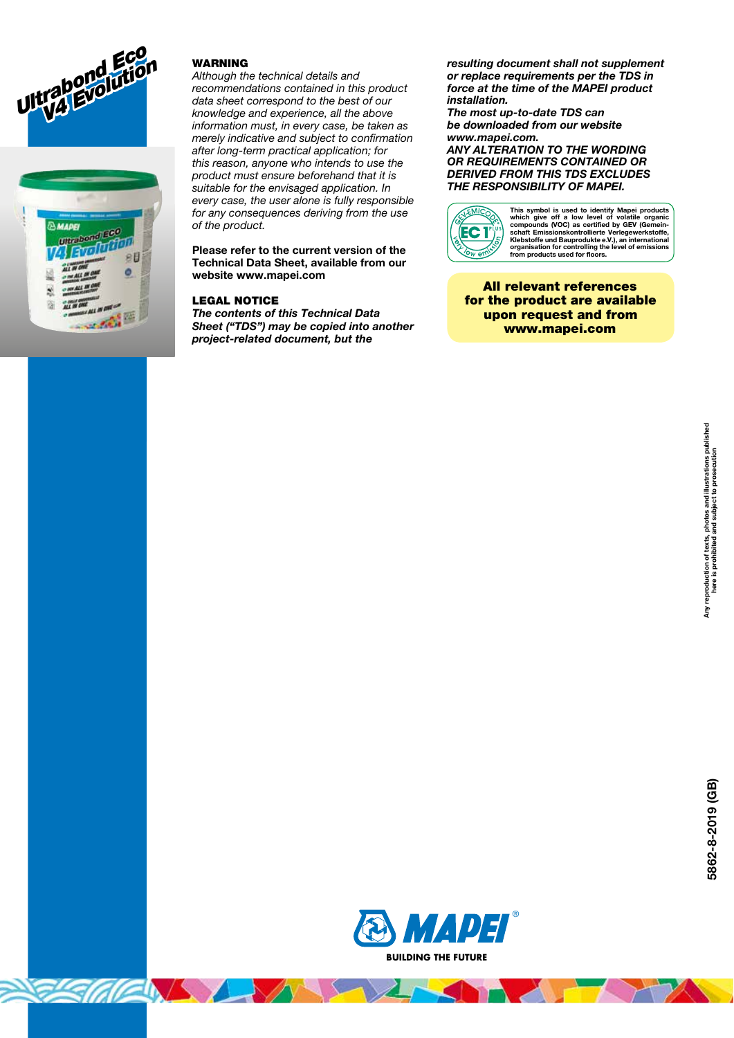Ultrabond Eco V4 Evolution

## WARNING

*Although the technical details and recommendations contained in this product data sheet correspond to the best of our knowledge and experience, all the above information must, in every case, be taken as merely indicative and subject to confirmation after long-term practical application; for this reason, anyone who intends to use the product must ensure beforehand that it is suitable for the envisaged application. In every case, the user alone is fully responsible for any consequences deriving from the use of the product.*

**Please refer to the current version of the Technical Data Sheet, available from our website www.mapei.com**

## LEGAL NOTICE

***The contents of this Technical Data Sheet ("TDS") may be copied into another project-related document, but the resulting document shall not supplement or replace requirements per the TDS in force at the time of the MAPEI product installation.***

***The most up-to-date TDS can be downloaded from our website www.mapei.com.***

***ANY ALTERATION TO THE WORDING OR REQUIREMENTS CONTAINED OR DERIVED FROM THIS TDS EXCLUDES THE RESPONSIBILITY OF MAPEI.***

**This symbol is used to identify Mapei products which give off a low level of volatile organic compounds (VOC) as certified by GEV (Gemeinschaft Emissionskontrollierte Verlegewerkstoffe, Klebstoffe und Bauprodukte e.V.), an international organisation for controlling the level of emissions from products used for floors.**

**All relevant references for the product are available upon request and from www.mapei.com**

Any reproduction of texts, photos and illustrations published here is prohibited and subject to prosecution

5862-8-2019 (GB)

MAPEI® BUILDING THE FUTURE